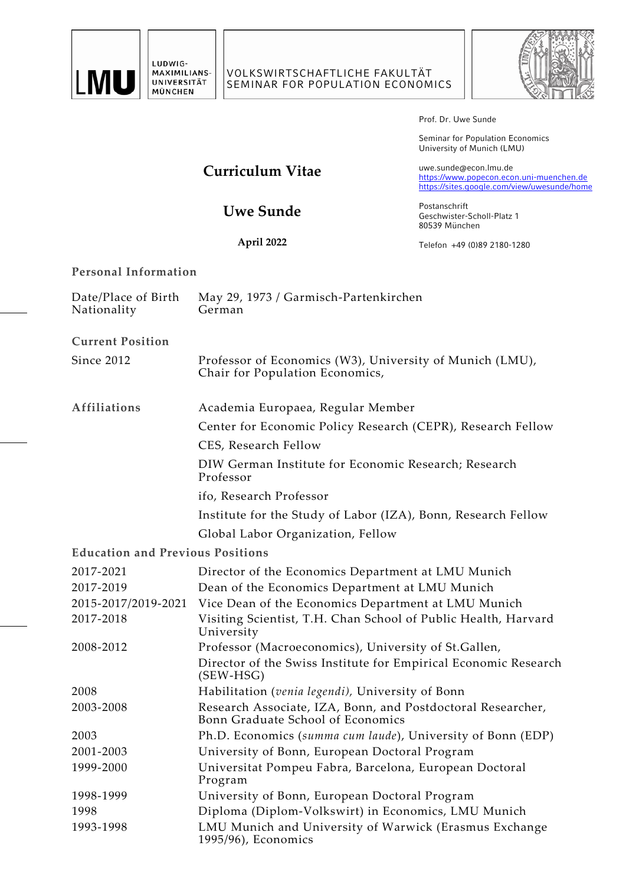LUDWIG-MAXIMILIANS-UNIVERSITÄT MÜNCHEN

VOLKSWIRTSCHAFTLICHE FAKULTÄT
SEMINAR FOR POPULATION ECONOMICS

Prof. Dr. Uwe Sunde

Seminar for Population Economics
University of Munich (LMU)

uwe.sunde@econ.lmu.de
https://www.popecon.econ.uni-muenchen.de
https://sites.google.com/view/uwesunde/home

Postanschrift
Geschwister-Scholl-Platz 1
80539 München

Telefon +49 (0)89 2180-1280

# Curriculum Vitae

## Uwe Sunde

**April 2022**

### Personal Information

| | |
|---|---|
| Date/Place of Birth | May 29, 1973 / Garmisch-Partenkirchen |
| Nationality | German |

### Current Position

| | |
|---|---|
| Since 2012 | Professor of Economics (W3), University of Munich (LMU), Chair for Population Economics, |

### Affiliations

- Academia Europaea, Regular Member
- Center for Economic Policy Research (CEPR), Research Fellow
- CES, Research Fellow
- DIW German Institute for Economic Research; Research Professor
- ifo, Research Professor
- Institute for the Study of Labor (IZA), Bonn, Research Fellow
- Global Labor Organization, Fellow

### Education and Previous Positions

| | |
|---|---|
| 2017-2021 | Director of the Economics Department at LMU Munich |
| 2017-2019 | Dean of the Economics Department at LMU Munich |
| 2015-2017/2019-2021 | Vice Dean of the Economics Department at LMU Munich |
| 2017-2018 | Visiting Scientist, T.H. Chan School of Public Health, Harvard University |
| 2008-2012 | Professor (Macroeconomics), University of St.Gallen, Director of the Swiss Institute for Empirical Economic Research (SEW-HSG) |
| 2008 | Habilitation (*venia legendi),* University of Bonn |
| 2003-2008 | Research Associate, IZA, Bonn, and Postdoctoral Researcher, Bonn Graduate School of Economics |
| 2003 | Ph.D. Economics (*summa cum laude*), University of Bonn (EDP) |
| 2001-2003 | University of Bonn, European Doctoral Program |
| 1999-2000 | Universitat Pompeu Fabra, Barcelona, European Doctoral Program |
| 1998-1999 | University of Bonn, European Doctoral Program |
| 1998 | Diploma (Diplom-Volkswirt) in Economics, LMU Munich |
| 1993-1998 | LMU Munich and University of Warwick (Erasmus Exchange 1995/96), Economics |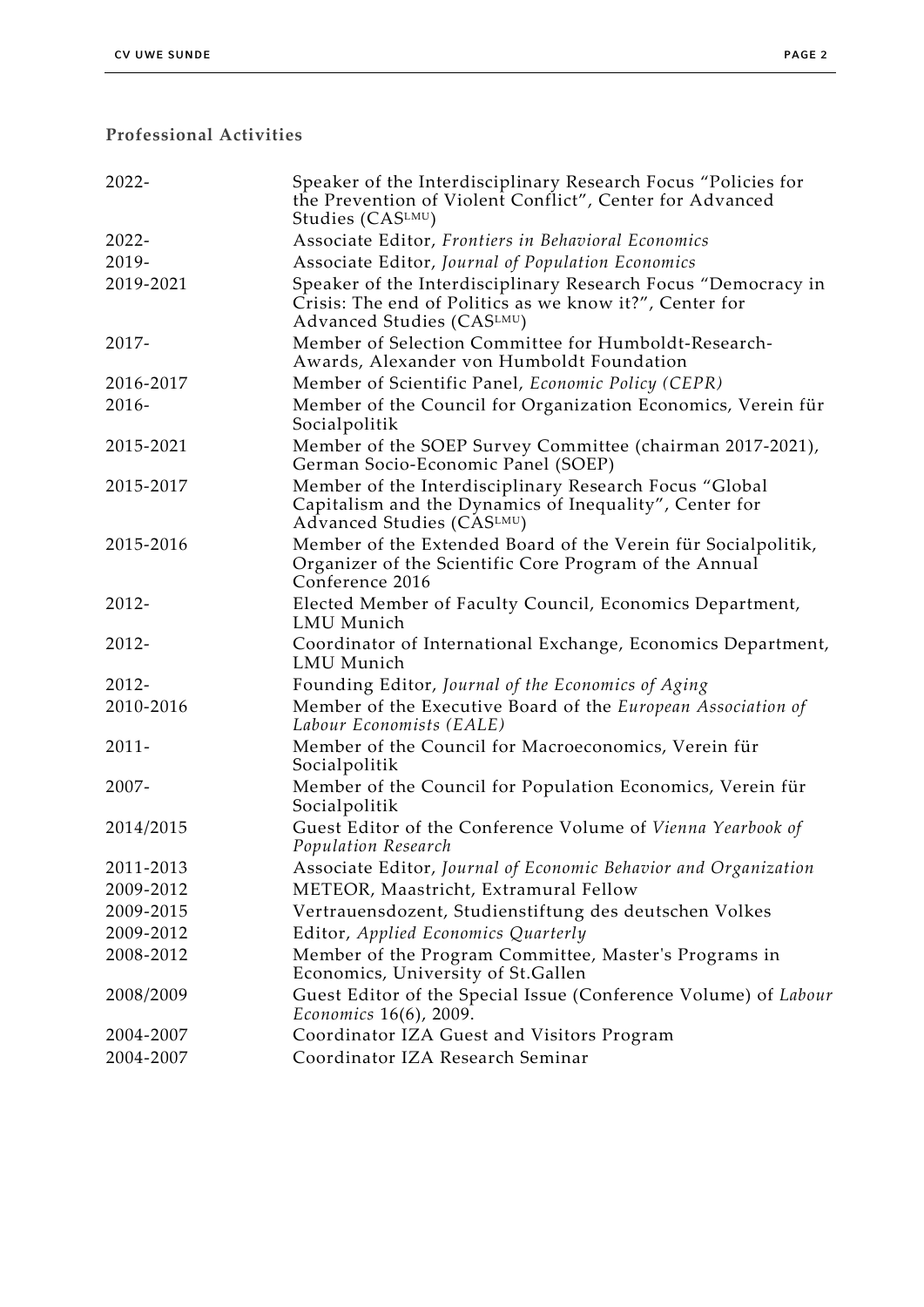## Professional Activities

| | |
|---|---|
| 2022- | Speaker of the Interdisciplinary Research Focus "Policies for the Prevention of Violent Conflict", Center for Advanced Studies (CAS^LMU) |
| 2022- | Associate Editor, *Frontiers in Behavioral Economics* |
| 2019- | Associate Editor, *Journal of Population Economics* |
| 2019-2021 | Speaker of the Interdisciplinary Research Focus "Democracy in Crisis: The end of Politics as we know it?", Center for Advanced Studies (CAS^LMU) |
| 2017- | Member of Selection Committee for Humboldt-Research-Awards, Alexander von Humboldt Foundation |
| 2016-2017 | Member of Scientific Panel, *Economic Policy (CEPR)* |
| 2016- | Member of the Council for Organization Economics, Verein für Socialpolitik |
| 2015-2021 | Member of the SOEP Survey Committee (chairman 2017-2021), German Socio-Economic Panel (SOEP) |
| 2015-2017 | Member of the Interdisciplinary Research Focus "Global Capitalism and the Dynamics of Inequality", Center for Advanced Studies (CAS^LMU) |
| 2015-2016 | Member of the Extended Board of the Verein für Socialpolitik, Organizer of the Scientific Core Program of the Annual Conference 2016 |
| 2012- | Elected Member of Faculty Council, Economics Department, LMU Munich |
| 2012- | Coordinator of International Exchange, Economics Department, LMU Munich |
| 2012- | Founding Editor, *Journal of the Economics of Aging* |
| 2010-2016 | Member of the Executive Board of the *European Association of Labour Economists (EALE)* |
| 2011- | Member of the Council for Macroeconomics, Verein für Socialpolitik |
| 2007- | Member of the Council for Population Economics, Verein für Socialpolitik |
| 2014/2015 | Guest Editor of the Conference Volume of *Vienna Yearbook of Population Research* |
| 2011-2013 | Associate Editor, *Journal of Economic Behavior and Organization* |
| 2009-2012 | METEOR, Maastricht, Extramural Fellow |
| 2009-2015 | Vertrauensdozent, Studienstiftung des deutschen Volkes |
| 2009-2012 | Editor, *Applied Economics Quarterly* |
| 2008-2012 | Member of the Program Committee, Master's Programs in Economics, University of St.Gallen |
| 2008/2009 | Guest Editor of the Special Issue (Conference Volume) of *Labour Economics* 16(6), 2009. |
| 2004-2007 | Coordinator IZA Guest and Visitors Program |
| 2004-2007 | Coordinator IZA Research Seminar |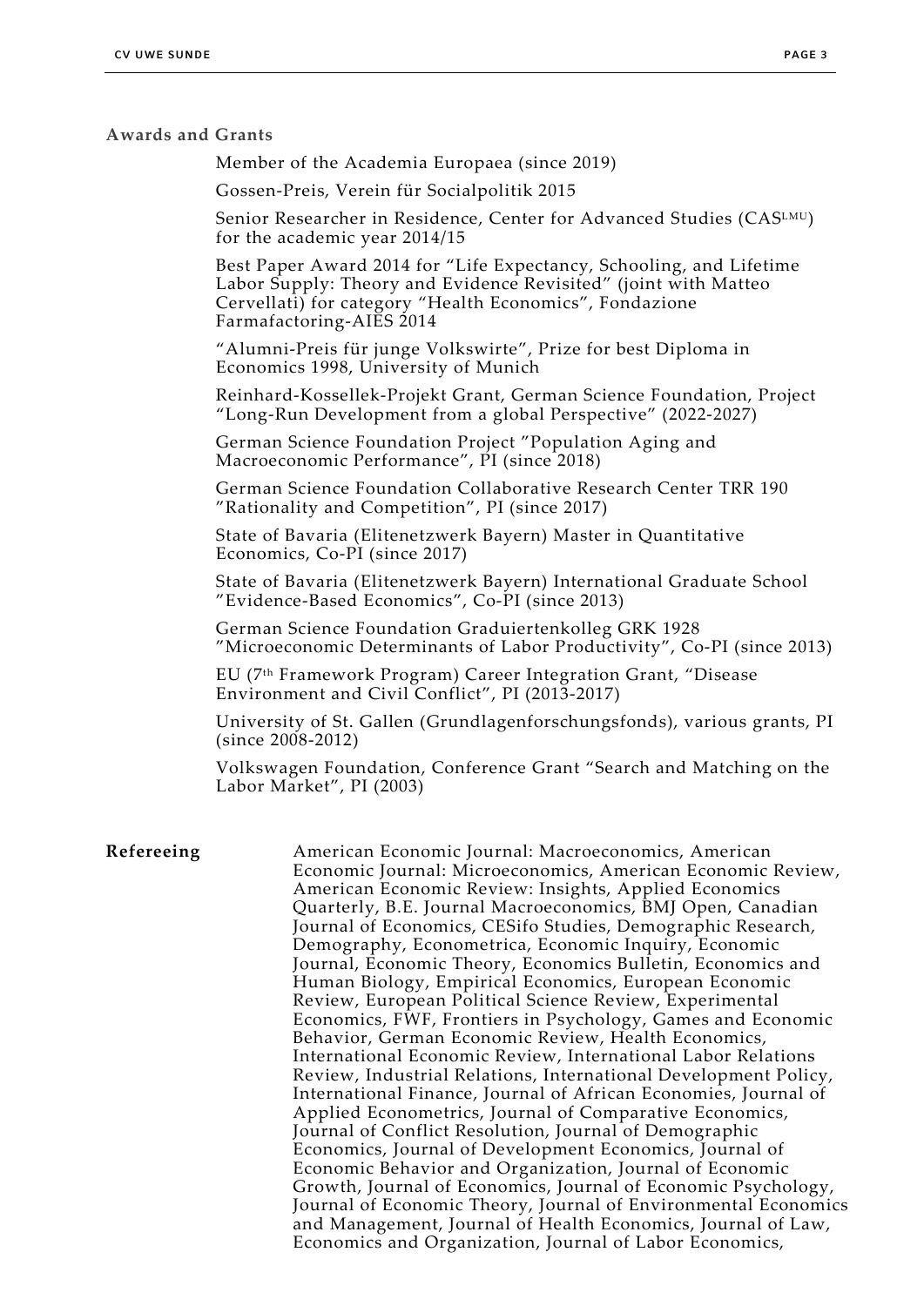**Awards and Grants**

Member of the Academia Europaea (since 2019)

Gossen-Preis, Verein für Socialpolitik 2015

Senior Researcher in Residence, Center for Advanced Studies (CAS[LMU]) for the academic year 2014/15

Best Paper Award 2014 for "Life Expectancy, Schooling, and Lifetime Labor Supply: Theory and Evidence Revisited" (joint with Matteo Cervellati) for category "Health Economics", Fondazione Farmafactoring-AIES 2014

"Alumni-Preis für junge Volkswirte", Prize for best Diploma in Economics 1998, University of Munich

Reinhard-Kossellek-Projekt Grant, German Science Foundation, Project "Long-Run Development from a global Perspective" (2022-2027)

German Science Foundation Project "Population Aging and Macroeconomic Performance", PI (since 2018)

German Science Foundation Collaborative Research Center TRR 190 "Rationality and Competition", PI (since 2017)

State of Bavaria (Elitenetzwerk Bayern) Master in Quantitative Economics, Co-PI (since 2017)

State of Bavaria (Elitenetzwerk Bayern) International Graduate School "Evidence-Based Economics", Co-PI (since 2013)

German Science Foundation Graduiertenkolleg GRK 1928 "Microeconomic Determinants of Labor Productivity", Co-PI (since 2013)

EU (7th Framework Program) Career Integration Grant, "Disease Environment and Civil Conflict", PI (2013-2017)

University of St. Gallen (Grundlagenforschungsfonds), various grants, PI (since 2008-2012)

Volkswagen Foundation, Conference Grant "Search and Matching on the Labor Market", PI (2003)

**Refereeing**

American Economic Journal: Macroeconomics, American Economic Journal: Microeconomics, American Economic Review, American Economic Review: Insights, Applied Economics Quarterly, B.E. Journal Macroeconomics, BMJ Open, Canadian Journal of Economics, CESifo Studies, Demographic Research, Demography, Econometrica, Economic Inquiry, Economic Journal, Economic Theory, Economics Bulletin, Economics and Human Biology, Empirical Economics, European Economic Review, European Political Science Review, Experimental Economics, FWF, Frontiers in Psychology, Games and Economic Behavior, German Economic Review, Health Economics, International Economic Review, International Labor Relations Review, Industrial Relations, International Development Policy, International Finance, Journal of African Economies, Journal of Applied Econometrics, Journal of Comparative Economics, Journal of Conflict Resolution, Journal of Demographic Economics, Journal of Development Economics, Journal of Economic Behavior and Organization, Journal of Economic Growth, Journal of Economics, Journal of Economic Psychology, Journal of Economic Theory, Journal of Environmental Economics and Management, Journal of Health Economics, Journal of Law, Economics and Organization, Journal of Labor Economics,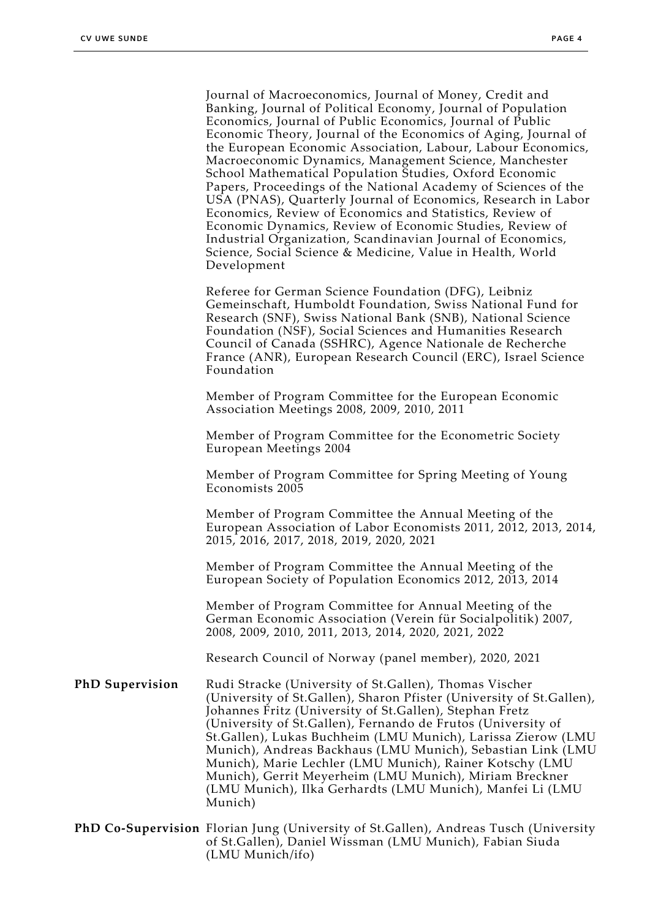Journal of Macroeconomics, Journal of Money, Credit and Banking, Journal of Political Economy, Journal of Population Economics, Journal of Public Economics, Journal of Public Economic Theory, Journal of the Economics of Aging, Journal of the European Economic Association, Labour, Labour Economics, Macroeconomic Dynamics, Management Science, Manchester School Mathematical Population Studies, Oxford Economic Papers, Proceedings of the National Academy of Sciences of the USA (PNAS), Quarterly Journal of Economics, Research in Labor Economics, Review of Economics and Statistics, Review of Economic Dynamics, Review of Economic Studies, Review of Industrial Organization, Scandinavian Journal of Economics, Science, Social Science & Medicine, Value in Health, World Development

Referee for German Science Foundation (DFG), Leibniz Gemeinschaft, Humboldt Foundation, Swiss National Fund for Research (SNF), Swiss National Bank (SNB), National Science Foundation (NSF), Social Sciences and Humanities Research Council of Canada (SSHRC), Agence Nationale de Recherche France (ANR), European Research Council (ERC), Israel Science Foundation

Member of Program Committee for the European Economic Association Meetings 2008, 2009, 2010, 2011

Member of Program Committee for the Econometric Society European Meetings 2004

Member of Program Committee for Spring Meeting of Young Economists 2005

Member of Program Committee the Annual Meeting of the European Association of Labor Economists 2011, 2012, 2013, 2014, 2015, 2016, 2017, 2018, 2019, 2020, 2021

Member of Program Committee the Annual Meeting of the European Society of Population Economics 2012, 2013, 2014

Member of Program Committee for Annual Meeting of the German Economic Association (Verein für Socialpolitik) 2007, 2008, 2009, 2010, 2011, 2013, 2014, 2020, 2021, 2022

Research Council of Norway (panel member), 2020, 2021

**PhD Supervision** Rudi Stracke (University of St.Gallen), Thomas Vischer (University of St.Gallen), Sharon Pfister (University of St.Gallen), Johannes Fritz (University of St.Gallen), Stephan Fretz (University of St.Gallen), Fernando de Frutos (University of St.Gallen), Lukas Buchheim (LMU Munich), Larissa Zierow (LMU Munich), Andreas Backhaus (LMU Munich), Sebastian Link (LMU Munich), Marie Lechler (LMU Munich), Rainer Kotschy (LMU Munich), Gerrit Meyerheim (LMU Munich), Miriam Breckner (LMU Munich), Ilka Gerhardts (LMU Munich), Manfei Li (LMU Munich)

**PhD Co-Supervision** Florian Jung (University of St.Gallen), Andreas Tusch (University of St.Gallen), Daniel Wissman (LMU Munich), Fabian Siuda (LMU Munich/ifo)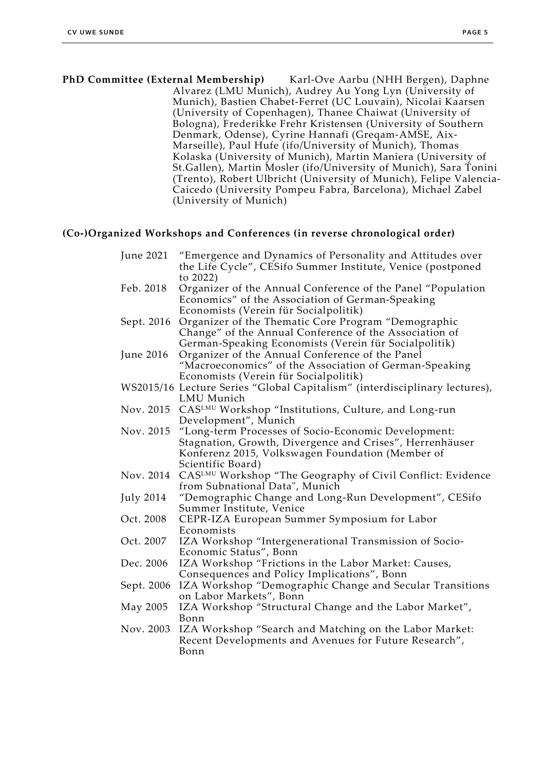**PhD Committee (External Membership)** Karl-Ove Aarbu (NHH Bergen), Daphne Alvarez (LMU Munich), Audrey Au Yong Lyn (University of Munich), Bastien Chabet-Ferret (UC Louvain), Nicolai Kaarsen (University of Copenhagen), Thanee Chaiwat (University of Bologna), Frederikke Frehr Kristensen (University of Southern Denmark, Odense), Cyrine Hannafi (Greqam-AMSE, Aix-Marseille), Paul Hufe (ifo/University of Munich), Thomas Kolaska (University of Munich), Martin Maniera (University of St.Gallen), Martin Mosler (ifo/University of Munich), Sara Tonini (Trento), Robert Ulbricht (University of Munich), Felipe Valencia-Caicedo (University Pompeu Fabra, Barcelona), Michael Zabel (University of Munich)

**(Co-)Organized Workshops and Conferences (in reverse chronological order)**

| | |
|---|---|
| June 2021 | "Emergence and Dynamics of Personality and Attitudes over the Life Cycle", CESifo Summer Institute, Venice (postponed to 2022) |
| Feb. 2018 | Organizer of the Annual Conference of the Panel "Population Economics" of the Association of German-Speaking Economists (Verein für Socialpolitik) |
| Sept. 2016 | Organizer of the Thematic Core Program "Demographic Change" of the Annual Conference of the Association of German-Speaking Economists (Verein für Socialpolitik) |
| June 2016 | Organizer of the Annual Conference of the Panel "Macroeconomics" of the Association of German-Speaking Economists (Verein für Socialpolitik) |
| WS2015/16 | Lecture Series "Global Capitalism" (interdisciplinary lectures), LMU Munich |
| Nov. 2015 | CAS[LMU] Workshop "Institutions, Culture, and Long-run Development", Munich |
| Nov. 2015 | "Long-term Processes of Socio-Economic Development: Stagnation, Growth, Divergence and Crises", Herrenhäuser Konferenz 2015, Volkswagen Foundation (Member of Scientific Board) |
| Nov. 2014 | CAS[LMU] Workshop "The Geography of Civil Conflict: Evidence from Subnational Data", Munich |
| July 2014 | "Demographic Change and Long-Run Development", CESifo Summer Institute, Venice |
| Oct. 2008 | CEPR-IZA European Summer Symposium for Labor Economists |
| Oct. 2007 | IZA Workshop "Intergenerational Transmission of Socio-Economic Status", Bonn |
| Dec. 2006 | IZA Workshop "Frictions in the Labor Market: Causes, Consequences and Policy Implications", Bonn |
| Sept. 2006 | IZA Workshop "Demographic Change and Secular Transitions on Labor Markets", Bonn |
| May 2005 | IZA Workshop "Structural Change and the Labor Market", Bonn |
| Nov. 2003 | IZA Workshop "Search and Matching on the Labor Market: Recent Developments and Avenues for Future Research", Bonn |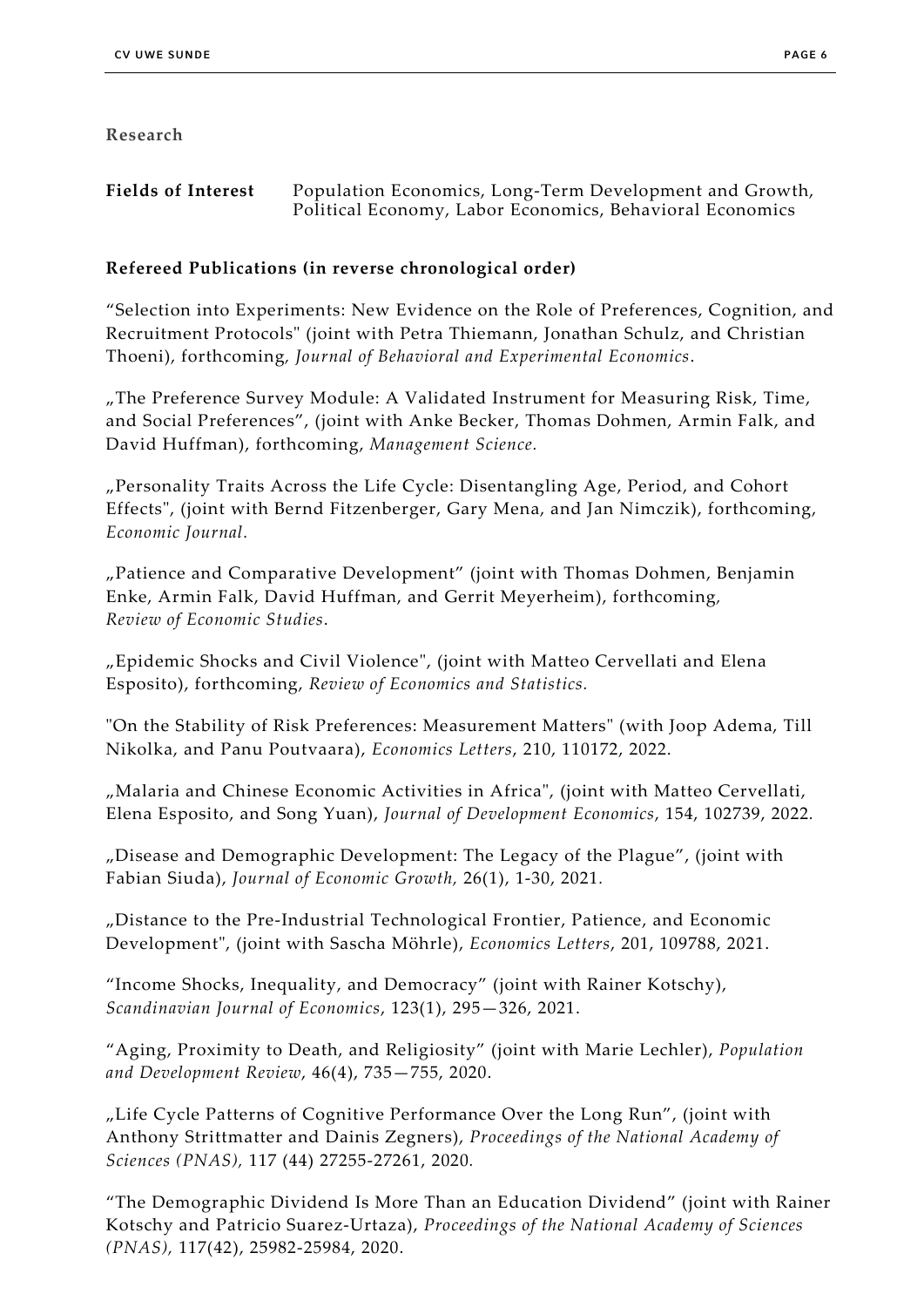## Research

**Fields of Interest** Population Economics, Long-Term Development and Growth, Political Economy, Labor Economics, Behavioral Economics

### Refereed Publications (in reverse chronological order)

"Selection into Experiments: New Evidence on the Role of Preferences, Cognition, and Recruitment Protocols" (joint with Petra Thiemann, Jonathan Schulz, and Christian Thoeni), forthcoming, *Journal of Behavioral and Experimental Economics*.

„The Preference Survey Module: A Validated Instrument for Measuring Risk, Time, and Social Preferences", (joint with Anke Becker, Thomas Dohmen, Armin Falk, and David Huffman), forthcoming, *Management Science.*

„Personality Traits Across the Life Cycle: Disentangling Age, Period, and Cohort Effects", (joint with Bernd Fitzenberger, Gary Mena, and Jan Nimczik), forthcoming, *Economic Journal.*

„Patience and Comparative Development" (joint with Thomas Dohmen, Benjamin Enke, Armin Falk, David Huffman, and Gerrit Meyerheim), forthcoming, *Review of Economic Studies*.

„Epidemic Shocks and Civil Violence", (joint with Matteo Cervellati and Elena Esposito), forthcoming, *Review of Economics and Statistics.*

"On the Stability of Risk Preferences: Measurement Matters" (with Joop Adema, Till Nikolka, and Panu Poutvaara), *Economics Letters*, 210, 110172, 2022.

„Malaria and Chinese Economic Activities in Africa", (joint with Matteo Cervellati, Elena Esposito, and Song Yuan), *Journal of Development Economics*, 154, 102739, 2022.

„Disease and Demographic Development: The Legacy of the Plague", (joint with Fabian Siuda), *Journal of Economic Growth,* 26(1), 1-30, 2021.

„Distance to the Pre-Industrial Technological Frontier, Patience, and Economic Development", (joint with Sascha Möhrle), *Economics Letters*, 201, 109788, 2021.

"Income Shocks, Inequality, and Democracy" (joint with Rainer Kotschy), *Scandinavian Journal of Economics*, 123(1), 295—326, 2021.

"Aging, Proximity to Death, and Religiosity" (joint with Marie Lechler), *Population and Development Review*, 46(4), 735—755, 2020.

„Life Cycle Patterns of Cognitive Performance Over the Long Run", (joint with Anthony Strittmatter and Dainis Zegners), *Proceedings of the National Academy of Sciences (PNAS),* 117 (44) 27255-27261, 2020.

"The Demographic Dividend Is More Than an Education Dividend" (joint with Rainer Kotschy and Patricio Suarez-Urtaza), *Proceedings of the National Academy of Sciences (PNAS),* 117(42), 25982-25984, 2020.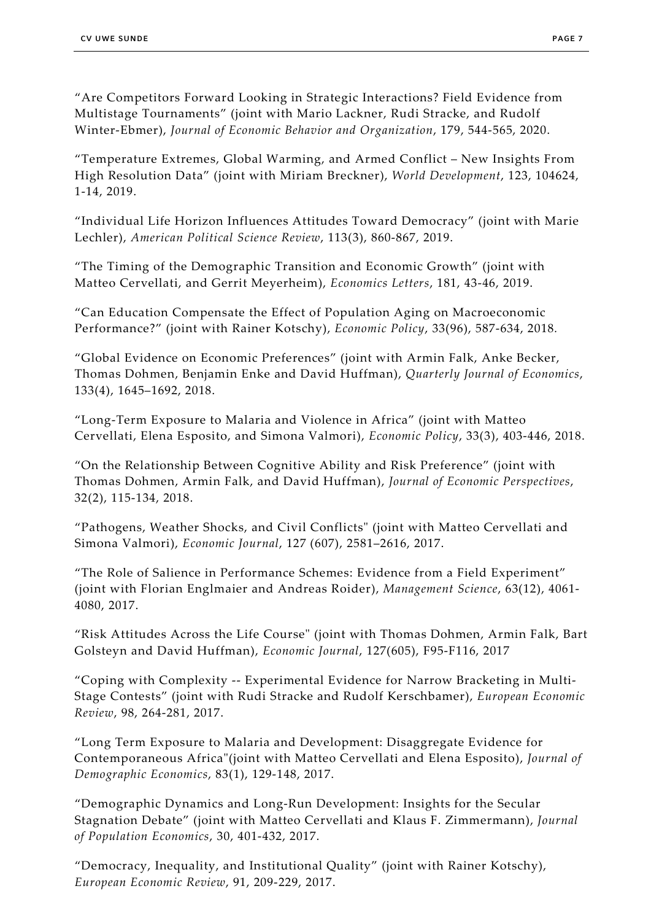“Are Competitors Forward Looking in Strategic Interactions? Field Evidence from Multistage Tournaments” (joint with Mario Lackner, Rudi Stracke, and Rudolf Winter-Ebmer), *Journal of Economic Behavior and Organization*, 179, 544-565, 2020.

“Temperature Extremes, Global Warming, and Armed Conflict – New Insights From High Resolution Data” (joint with Miriam Breckner), *World Development*, 123, 104624, 1-14, 2019.

“Individual Life Horizon Influences Attitudes Toward Democracy” (joint with Marie Lechler), *American Political Science Review*, 113(3), 860-867, 2019.

“The Timing of the Demographic Transition and Economic Growth” (joint with Matteo Cervellati, and Gerrit Meyerheim), *Economics Letters*, 181, 43-46, 2019.

“Can Education Compensate the Effect of Population Aging on Macroeconomic Performance?” (joint with Rainer Kotschy), *Economic Policy*, 33(96), 587-634, 2018.

“Global Evidence on Economic Preferences” (joint with Armin Falk, Anke Becker, Thomas Dohmen, Benjamin Enke and David Huffman), *Quarterly Journal of Economics*, 133(4), 1645–1692, 2018.

“Long-Term Exposure to Malaria and Violence in Africa” (joint with Matteo Cervellati, Elena Esposito, and Simona Valmori), *Economic Policy*, 33(3), 403-446, 2018.

“On the Relationship Between Cognitive Ability and Risk Preference” (joint with Thomas Dohmen, Armin Falk, and David Huffman), *Journal of Economic Perspectives*, 32(2), 115-134, 2018.

“Pathogens, Weather Shocks, and Civil Conflicts" (joint with Matteo Cervellati and Simona Valmori), *Economic Journal*, 127 (607), 2581–2616, 2017.

“The Role of Salience in Performance Schemes: Evidence from a Field Experiment” (joint with Florian Englmaier and Andreas Roider), *Management Science*, 63(12), 4061-4080, 2017.

“Risk Attitudes Across the Life Course" (joint with Thomas Dohmen, Armin Falk, Bart Golsteyn and David Huffman), *Economic Journal*, 127(605), F95-F116, 2017

“Coping with Complexity -- Experimental Evidence for Narrow Bracketing in Multi-Stage Contests” (joint with Rudi Stracke and Rudolf Kerschbamer), *European Economic Review*, 98, 264-281, 2017.

“Long Term Exposure to Malaria and Development: Disaggregate Evidence for Contemporaneous Africa"(joint with Matteo Cervellati and Elena Esposito), *Journal of Demographic Economics*, 83(1), 129-148, 2017.

“Demographic Dynamics and Long-Run Development: Insights for the Secular Stagnation Debate” (joint with Matteo Cervellati and Klaus F. Zimmermann), *Journal of Population Economics*, 30, 401-432, 2017.

“Democracy, Inequality, and Institutional Quality” (joint with Rainer Kotschy), *European Economic Review*, 91, 209-229, 2017.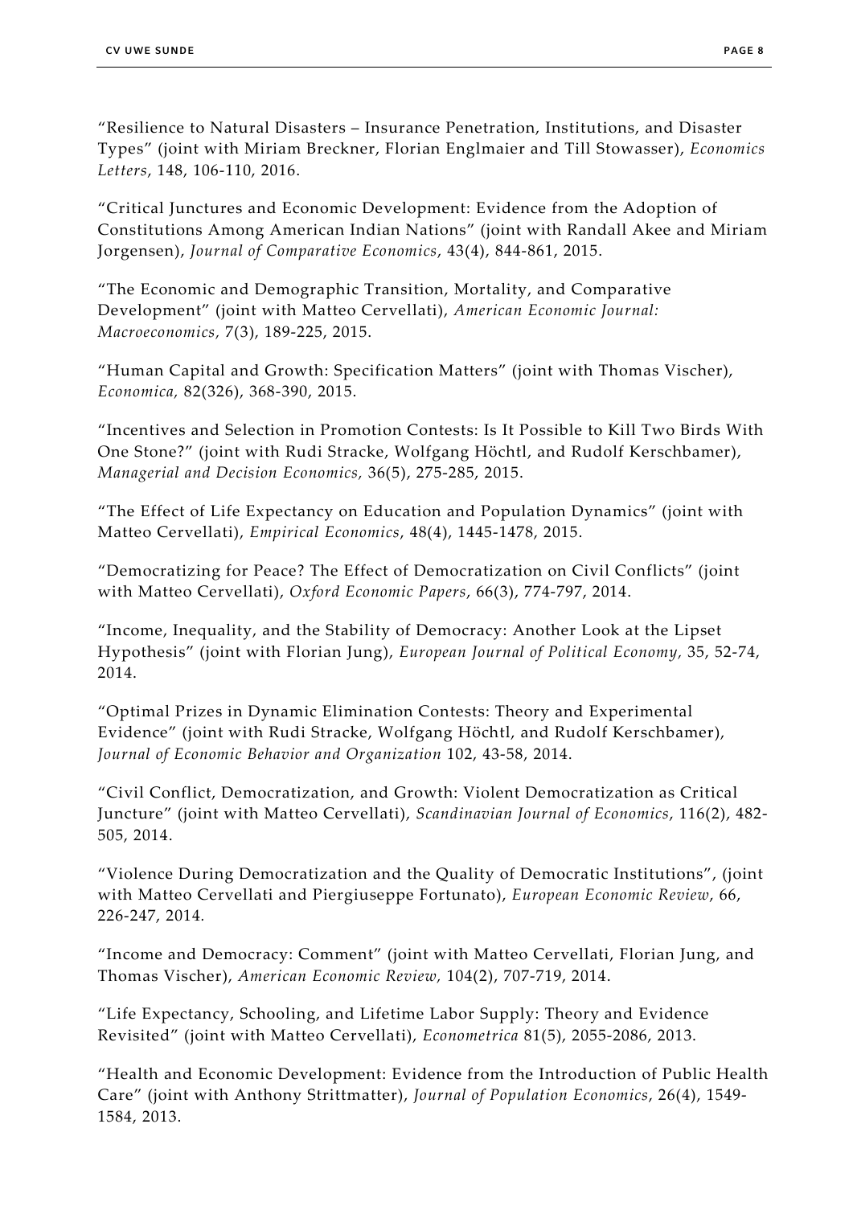"Resilience to Natural Disasters – Insurance Penetration, Institutions, and Disaster Types" (joint with Miriam Breckner, Florian Englmaier and Till Stowasser), *Economics Letters*, 148, 106-110, 2016.

"Critical Junctures and Economic Development: Evidence from the Adoption of Constitutions Among American Indian Nations" (joint with Randall Akee and Miriam Jorgensen), *Journal of Comparative Economics*, 43(4), 844-861, 2015.

"The Economic and Demographic Transition, Mortality, and Comparative Development" (joint with Matteo Cervellati), *American Economic Journal: Macroeconomics*, 7(3), 189-225, 2015.

"Human Capital and Growth: Specification Matters" (joint with Thomas Vischer), *Economica,* 82(326), 368-390, 2015.

"Incentives and Selection in Promotion Contests: Is It Possible to Kill Two Birds With One Stone?" (joint with Rudi Stracke, Wolfgang Höchtl, and Rudolf Kerschbamer), *Managerial and Decision Economics,* 36(5), 275-285, 2015.

"The Effect of Life Expectancy on Education and Population Dynamics" (joint with Matteo Cervellati), *Empirical Economics*, 48(4), 1445-1478, 2015.

"Democratizing for Peace? The Effect of Democratization on Civil Conflicts" (joint with Matteo Cervellati), *Oxford Economic Papers*, 66(3), 774-797, 2014.

"Income, Inequality, and the Stability of Democracy: Another Look at the Lipset Hypothesis" (joint with Florian Jung), *European Journal of Political Economy,* 35, 52-74, 2014.

"Optimal Prizes in Dynamic Elimination Contests: Theory and Experimental Evidence" (joint with Rudi Stracke, Wolfgang Höchtl, and Rudolf Kerschbamer), *Journal of Economic Behavior and Organization* 102, 43-58, 2014.

"Civil Conflict, Democratization, and Growth: Violent Democratization as Critical Juncture" (joint with Matteo Cervellati), *Scandinavian Journal of Economics*, 116(2), 482-505, 2014.

"Violence During Democratization and the Quality of Democratic Institutions", (joint with Matteo Cervellati and Piergiuseppe Fortunato), *European Economic Review*, 66, 226-247, 2014.

"Income and Democracy: Comment" (joint with Matteo Cervellati, Florian Jung, and Thomas Vischer), *American Economic Review,* 104(2), 707-719, 2014.

"Life Expectancy, Schooling, and Lifetime Labor Supply: Theory and Evidence Revisited" (joint with Matteo Cervellati), *Econometrica* 81(5), 2055-2086, 2013.

"Health and Economic Development: Evidence from the Introduction of Public Health Care" (joint with Anthony Strittmatter), *Journal of Population Economics*, 26(4), 1549-1584, 2013.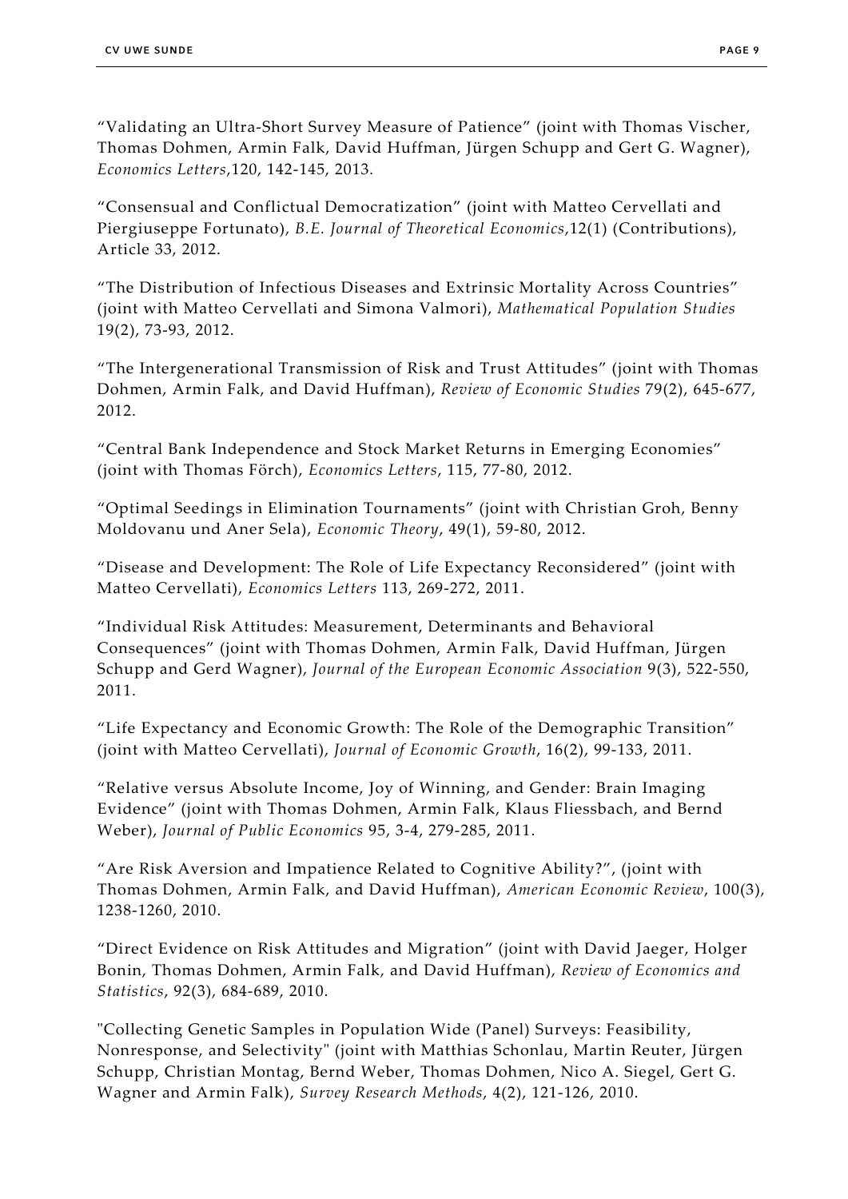“Validating an Ultra-Short Survey Measure of Patience” (joint with Thomas Vischer, Thomas Dohmen, Armin Falk, David Huffman, Jürgen Schupp and Gert G. Wagner), *Economics Letters*,120, 142-145, 2013.

“Consensual and Conflictual Democratization” (joint with Matteo Cervellati and Piergiuseppe Fortunato), *B.E. Journal of Theoretical Economics*,12(1) (Contributions), Article 33, 2012.

“The Distribution of Infectious Diseases and Extrinsic Mortality Across Countries” (joint with Matteo Cervellati and Simona Valmori), *Mathematical Population Studies* 19(2), 73-93, 2012.

“The Intergenerational Transmission of Risk and Trust Attitudes” (joint with Thomas Dohmen, Armin Falk, and David Huffman), *Review of Economic Studies* 79(2), 645-677, 2012.

“Central Bank Independence and Stock Market Returns in Emerging Economies” (joint with Thomas Förch), *Economics Letters*, 115, 77-80, 2012.

“Optimal Seedings in Elimination Tournaments” (joint with Christian Groh, Benny Moldovanu und Aner Sela), *Economic Theory*, 49(1), 59-80, 2012.

“Disease and Development: The Role of Life Expectancy Reconsidered” (joint with Matteo Cervellati), *Economics Letters* 113, 269-272, 2011.

“Individual Risk Attitudes: Measurement, Determinants and Behavioral Consequences” (joint with Thomas Dohmen, Armin Falk, David Huffman, Jürgen Schupp and Gerd Wagner), *Journal of the European Economic Association* 9(3), 522-550, 2011.

“Life Expectancy and Economic Growth: The Role of the Demographic Transition” (joint with Matteo Cervellati), *Journal of Economic Growth*, 16(2), 99-133, 2011.

“Relative versus Absolute Income, Joy of Winning, and Gender: Brain Imaging Evidence” (joint with Thomas Dohmen, Armin Falk, Klaus Fliessbach, and Bernd Weber), *Journal of Public Economics* 95, 3-4, 279-285, 2011.

“Are Risk Aversion and Impatience Related to Cognitive Ability?”, (joint with Thomas Dohmen, Armin Falk, and David Huffman), *American Economic Review*, 100(3), 1238-1260, 2010.

“Direct Evidence on Risk Attitudes and Migration” (joint with David Jaeger, Holger Bonin, Thomas Dohmen, Armin Falk, and David Huffman), *Review of Economics and Statistics*, 92(3), 684-689, 2010.

"Collecting Genetic Samples in Population Wide (Panel) Surveys: Feasibility, Nonresponse, and Selectivity" (joint with Matthias Schonlau, Martin Reuter, Jürgen Schupp, Christian Montag, Bernd Weber, Thomas Dohmen, Nico A. Siegel, Gert G. Wagner and Armin Falk), *Survey Research Methods*, 4(2), 121-126, 2010.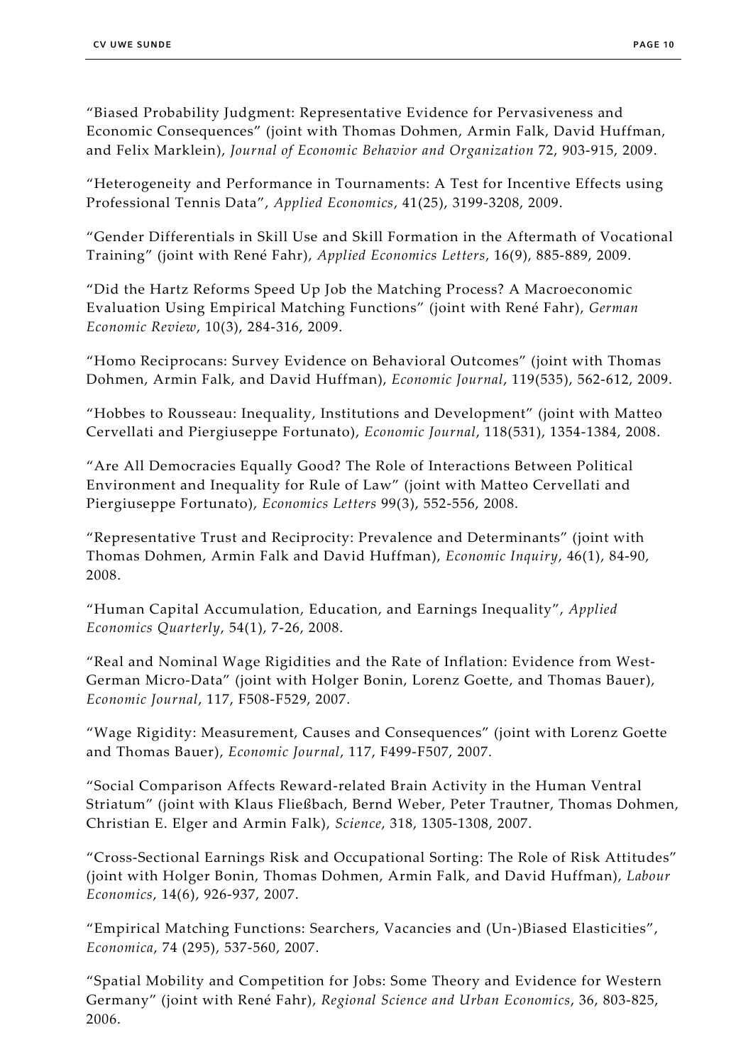"Biased Probability Judgment: Representative Evidence for Pervasiveness and Economic Consequences" (joint with Thomas Dohmen, Armin Falk, David Huffman, and Felix Marklein), *Journal of Economic Behavior and Organization* 72, 903-915, 2009.

"Heterogeneity and Performance in Tournaments: A Test for Incentive Effects using Professional Tennis Data", *Applied Economics*, 41(25), 3199-3208, 2009.

"Gender Differentials in Skill Use and Skill Formation in the Aftermath of Vocational Training" (joint with René Fahr), *Applied Economics Letters*, 16(9), 885-889, 2009.

"Did the Hartz Reforms Speed Up Job the Matching Process? A Macroeconomic Evaluation Using Empirical Matching Functions" (joint with René Fahr), *German Economic Review*, 10(3), 284-316, 2009.

"Homo Reciprocans: Survey Evidence on Behavioral Outcomes" (joint with Thomas Dohmen, Armin Falk, and David Huffman), *Economic Journal*, 119(535), 562-612, 2009.

"Hobbes to Rousseau: Inequality, Institutions and Development" (joint with Matteo Cervellati and Piergiuseppe Fortunato), *Economic Journal*, 118(531), 1354-1384, 2008.

"Are All Democracies Equally Good? The Role of Interactions Between Political Environment and Inequality for Rule of Law" (joint with Matteo Cervellati and Piergiuseppe Fortunato), *Economics Letters* 99(3), 552-556, 2008.

"Representative Trust and Reciprocity: Prevalence and Determinants" (joint with Thomas Dohmen, Armin Falk and David Huffman), *Economic Inquiry*, 46(1), 84-90, 2008.

"Human Capital Accumulation, Education, and Earnings Inequality", *Applied Economics Quarterly*, 54(1), 7-26, 2008.

"Real and Nominal Wage Rigidities and the Rate of Inflation: Evidence from West-German Micro-Data" (joint with Holger Bonin, Lorenz Goette, and Thomas Bauer), *Economic Journal*, 117, F508-F529, 2007.

"Wage Rigidity: Measurement, Causes and Consequences" (joint with Lorenz Goette and Thomas Bauer), *Economic Journal*, 117, F499-F507, 2007.

"Social Comparison Affects Reward-related Brain Activity in the Human Ventral Striatum" (joint with Klaus Fließbach, Bernd Weber, Peter Trautner, Thomas Dohmen, Christian E. Elger and Armin Falk), *Science*, 318, 1305-1308, 2007.

"Cross-Sectional Earnings Risk and Occupational Sorting: The Role of Risk Attitudes" (joint with Holger Bonin, Thomas Dohmen, Armin Falk, and David Huffman), *Labour Economics*, 14(6), 926-937, 2007.

"Empirical Matching Functions: Searchers, Vacancies and (Un-)Biased Elasticities", *Economica*, 74 (295), 537-560, 2007.

"Spatial Mobility and Competition for Jobs: Some Theory and Evidence for Western Germany" (joint with René Fahr), *Regional Science and Urban Economics*, 36, 803-825, 2006.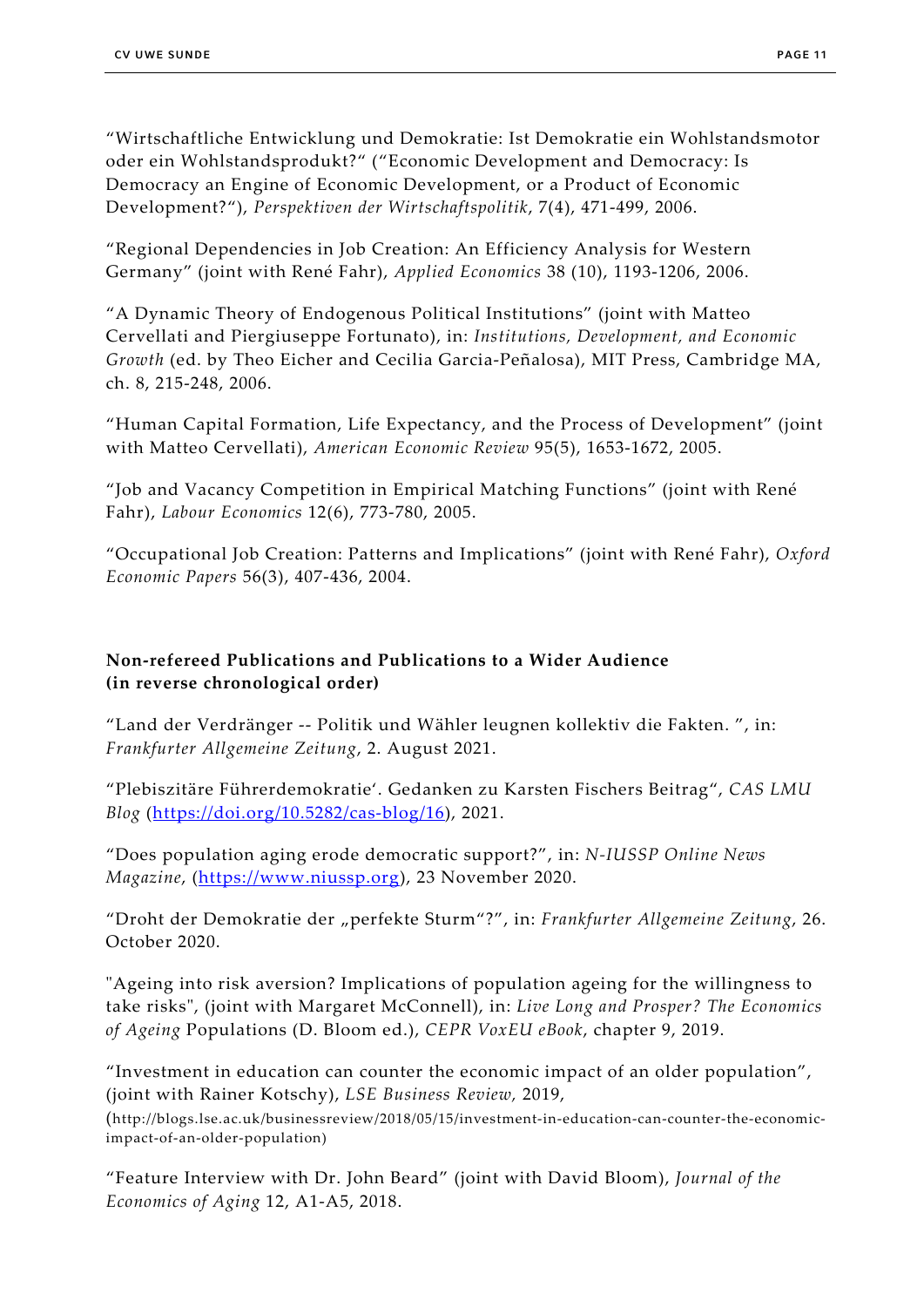"Wirtschaftliche Entwicklung und Demokratie: Ist Demokratie ein Wohlstandsmotor oder ein Wohlstandsprodukt?" ("Economic Development and Democracy: Is Democracy an Engine of Economic Development, or a Product of Economic Development?"), *Perspektiven der Wirtschaftspolitik*, 7(4), 471-499, 2006.

"Regional Dependencies in Job Creation: An Efficiency Analysis for Western Germany" (joint with René Fahr), *Applied Economics* 38 (10), 1193-1206, 2006.

"A Dynamic Theory of Endogenous Political Institutions" (joint with Matteo Cervellati and Piergiuseppe Fortunato), in: *Institutions, Development, and Economic Growth* (ed. by Theo Eicher and Cecilia Garcia-Peñalosa), MIT Press, Cambridge MA, ch. 8, 215-248, 2006.

"Human Capital Formation, Life Expectancy, and the Process of Development" (joint with Matteo Cervellati), *American Economic Review* 95(5), 1653-1672, 2005.

"Job and Vacancy Competition in Empirical Matching Functions" (joint with René Fahr), *Labour Economics* 12(6), 773-780, 2005.

"Occupational Job Creation: Patterns and Implications" (joint with René Fahr), *Oxford Economic Papers* 56(3), 407-436, 2004.

## Non-refereed Publications and Publications to a Wider Audience (in reverse chronological order)

"Land der Verdränger -- Politik und Wähler leugnen kollektiv die Fakten. ", in: *Frankfurter Allgemeine Zeitung*, 2. August 2021.

"Plebiszitäre Führerdemokratie'. Gedanken zu Karsten Fischers Beitrag", *CAS LMU Blog* (https://doi.org/10.5282/cas-blog/16), 2021.

"Does population aging erode democratic support?", in: *N-IUSSP Online News Magazine*, (https://www.niussp.org), 23 November 2020.

"Droht der Demokratie der „perfekte Sturm"?", in: *Frankfurter Allgemeine Zeitung*, 26. October 2020.

"Ageing into risk aversion? Implications of population ageing for the willingness to take risks", (joint with Margaret McConnell), in: *Live Long and Prosper? The Economics of Ageing* Populations (D. Bloom ed.), *CEPR VoxEU eBook*, chapter 9, 2019.

"Investment in education can counter the economic impact of an older population", (joint with Rainer Kotschy), *LSE Business Review*, 2019, (http://blogs.lse.ac.uk/businessreview/2018/05/15/investment-in-education-can-counter-the-economic-impact-of-an-older-population)

"Feature Interview with Dr. John Beard" (joint with David Bloom), *Journal of the Economics of Aging* 12, A1-A5, 2018.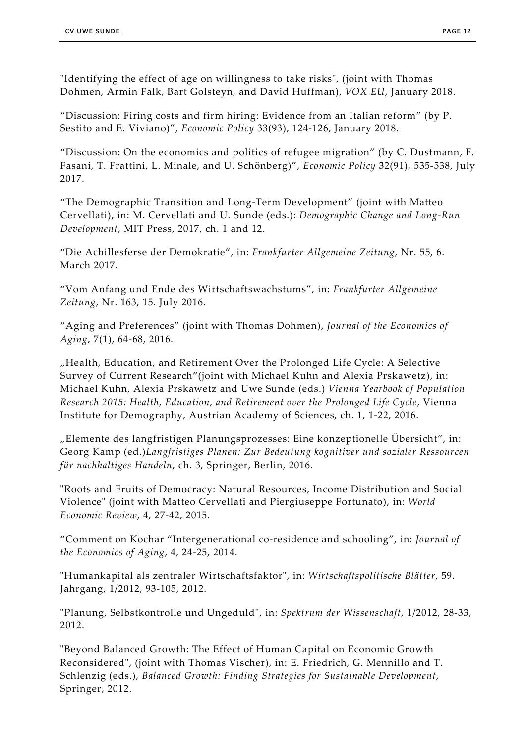"Identifying the effect of age on willingness to take risks", (joint with Thomas Dohmen, Armin Falk, Bart Golsteyn, and David Huffman), *VOX EU*, January 2018.

“Discussion: Firing costs and firm hiring: Evidence from an Italian reform” (by P. Sestito and E. Viviano)”, *Economic Policy* 33(93), 124-126, January 2018.

“Discussion: On the economics and politics of refugee migration” (by C. Dustmann, F. Fasani, T. Frattini, L. Minale, and U. Schönberg)”, *Economic Policy* 32(91), 535-538, July 2017.

“The Demographic Transition and Long-Term Development” (joint with Matteo Cervellati), in: M. Cervellati and U. Sunde (eds.): *Demographic Change and Long-Run Development*, MIT Press, 2017, ch. 1 and 12.

“Die Achillesferse der Demokratie”, in: *Frankfurter Allgemeine Zeitung*, Nr. 55, 6. March 2017.

“Vom Anfang und Ende des Wirtschaftswachstums”, in: *Frankfurter Allgemeine Zeitung*, Nr. 163, 15. July 2016.

“Aging and Preferences” (joint with Thomas Dohmen), *Journal of the Economics of Aging*, 7(1), 64-68, 2016.

„Health, Education, and Retirement Over the Prolonged Life Cycle: A Selective Survey of Current Research“(joint with Michael Kuhn and Alexia Prskawetz), in: Michael Kuhn, Alexia Prskawetz and Uwe Sunde (eds.) *Vienna Yearbook of Population Research 2015: Health, Education, and Retirement over the Prolonged Life Cycle*, Vienna Institute for Demography, Austrian Academy of Sciences, ch. 1, 1-22, 2016.

„Elemente des langfristigen Planungsprozesses: Eine konzeptionelle Übersicht“, in: Georg Kamp (ed.)*Langfristiges Planen: Zur Bedeutung kognitiver und sozialer Ressourcen für nachhaltiges Handeln*, ch. 3, Springer, Berlin, 2016.

"Roots and Fruits of Democracy: Natural Resources, Income Distribution and Social Violence" (joint with Matteo Cervellati and Piergiuseppe Fortunato), in: *World Economic Review*, 4, 27-42, 2015.

“Comment on Kochar “Intergenerational co-residence and schooling”, in: *Journal of the Economics of Aging*, 4, 24-25, 2014.

"Humankapital als zentraler Wirtschaftsfaktor", in: *Wirtschaftspolitische Blätter*, 59. Jahrgang, 1/2012, 93-105, 2012.

"Planung, Selbstkontrolle und Ungeduld", in: *Spektrum der Wissenschaft*, 1/2012, 28-33, 2012.

"Beyond Balanced Growth: The Effect of Human Capital on Economic Growth Reconsidered", (joint with Thomas Vischer), in: E. Friedrich, G. Mennillo and T. Schlenzig (eds.), *Balanced Growth: Finding Strategies for Sustainable Development*, Springer, 2012.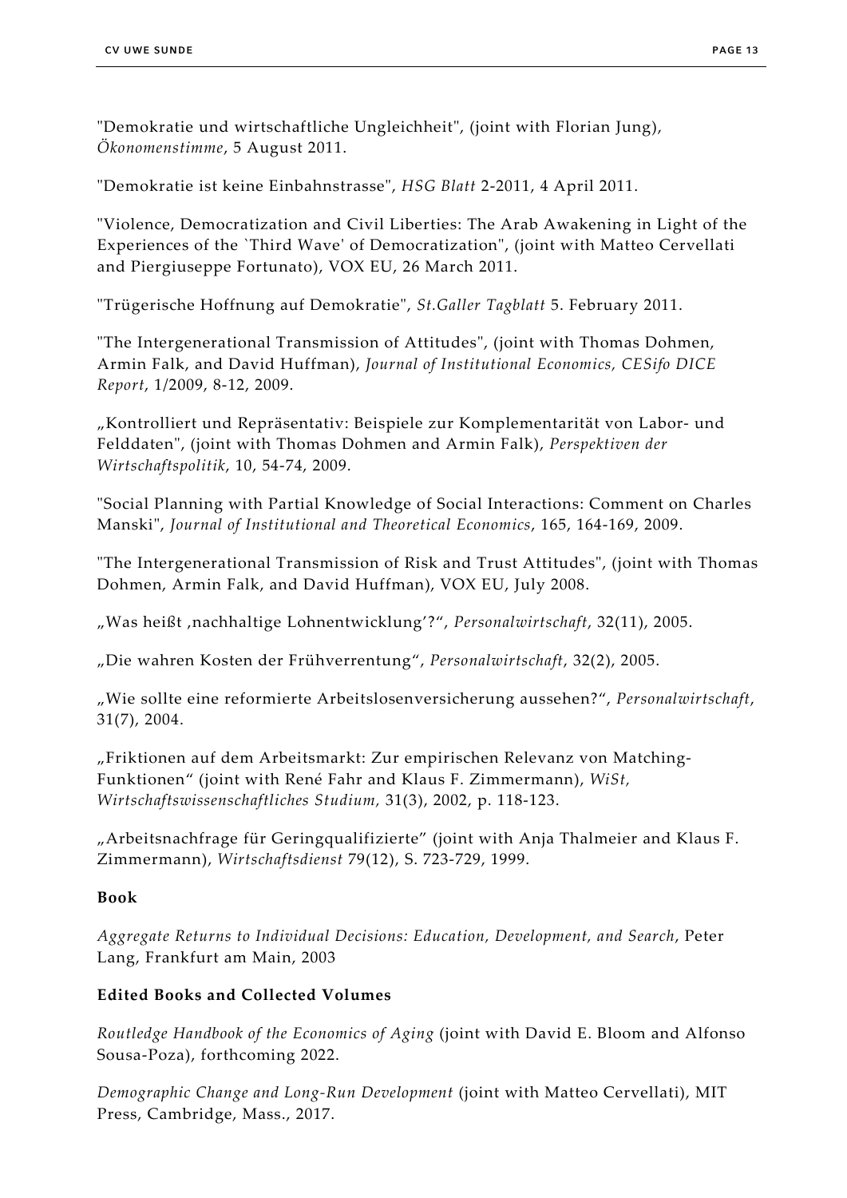"Demokratie und wirtschaftliche Ungleichheit", (joint with Florian Jung), *Ökonomenstimme*, 5 August 2011.

"Demokratie ist keine Einbahnstrasse", *HSG Blatt* 2-2011, 4 April 2011.

"Violence, Democratization and Civil Liberties: The Arab Awakening in Light of the Experiences of the `Third Wave' of Democratization", (joint with Matteo Cervellati and Piergiuseppe Fortunato), VOX EU, 26 March 2011.

"Trügerische Hoffnung auf Demokratie", *St.Galler Tagblatt* 5. February 2011.

"The Intergenerational Transmission of Attitudes", (joint with Thomas Dohmen, Armin Falk, and David Huffman), *Journal of Institutional Economics, CESifo DICE Report*, 1/2009, 8-12, 2009.

„Kontrolliert und Repräsentativ: Beispiele zur Komplementarität von Labor- und Felddaten", (joint with Thomas Dohmen and Armin Falk), *Perspektiven der Wirtschaftspolitik*, 10, 54-74, 2009.

"Social Planning with Partial Knowledge of Social Interactions: Comment on Charles Manski", *Journal of Institutional and Theoretical Economics*, 165, 164-169, 2009.

"The Intergenerational Transmission of Risk and Trust Attitudes", (joint with Thomas Dohmen, Armin Falk, and David Huffman), VOX EU, July 2008.

„Was heißt ‚nachhaltige Lohnentwicklung'?", *Personalwirtschaft*, 32(11), 2005.

„Die wahren Kosten der Frühverrentung", *Personalwirtschaft*, 32(2), 2005.

„Wie sollte eine reformierte Arbeitslosenversicherung aussehen?", *Personalwirtschaft*, 31(7), 2004.

„Friktionen auf dem Arbeitsmarkt: Zur empirischen Relevanz von Matching-Funktionen" (joint with René Fahr and Klaus F. Zimmermann), *WiSt, Wirtschaftswissenschaftliches Studium,* 31(3), 2002, p. 118-123.

„Arbeitsnachfrage für Geringqualifizierte" (joint with Anja Thalmeier and Klaus F. Zimmermann), *Wirtschaftsdienst* 79(12), S. 723-729, 1999.

**Book**

*Aggregate Returns to Individual Decisions: Education, Development, and Search*, Peter Lang, Frankfurt am Main, 2003

**Edited Books and Collected Volumes**

*Routledge Handbook of the Economics of Aging* (joint with David E. Bloom and Alfonso Sousa-Poza), forthcoming 2022.

*Demographic Change and Long-Run Development* (joint with Matteo Cervellati), MIT Press, Cambridge, Mass., 2017.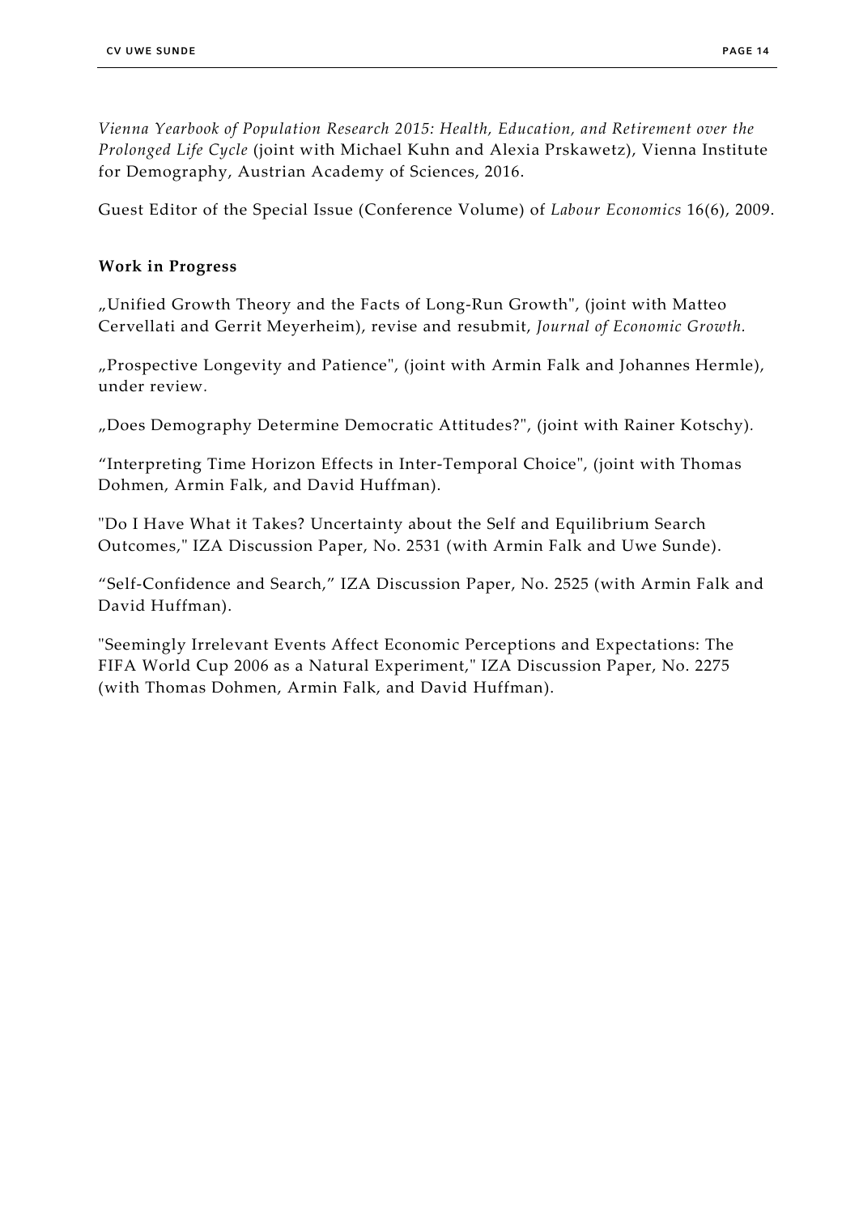*Vienna Yearbook of Population Research 2015: Health, Education, and Retirement over the Prolonged Life Cycle* (joint with Michael Kuhn and Alexia Prskawetz), Vienna Institute for Demography, Austrian Academy of Sciences, 2016.

Guest Editor of the Special Issue (Conference Volume) of *Labour Economics* 16(6), 2009.

**Work in Progress**

„Unified Growth Theory and the Facts of Long-Run Growth", (joint with Matteo Cervellati and Gerrit Meyerheim), revise and resubmit, *Journal of Economic Growth.*

„Prospective Longevity and Patience", (joint with Armin Falk and Johannes Hermle), under review.

„Does Demography Determine Democratic Attitudes?", (joint with Rainer Kotschy).

"Interpreting Time Horizon Effects in Inter-Temporal Choice", (joint with Thomas Dohmen, Armin Falk, and David Huffman).

"Do I Have What it Takes? Uncertainty about the Self and Equilibrium Search Outcomes," IZA Discussion Paper, No. 2531 (with Armin Falk and Uwe Sunde).

"Self-Confidence and Search," IZA Discussion Paper, No. 2525 (with Armin Falk and David Huffman).

"Seemingly Irrelevant Events Affect Economic Perceptions and Expectations: The FIFA World Cup 2006 as a Natural Experiment," IZA Discussion Paper, No. 2275 (with Thomas Dohmen, Armin Falk, and David Huffman).